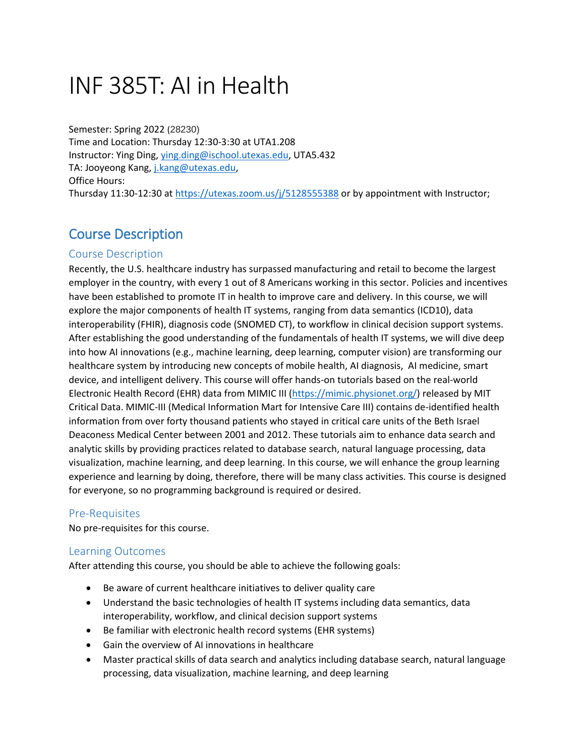# INF 385T: AI in Health

Semester: Spring 2022 (28230)
Time and Location: Thursday 12:30-3:30 at UTA1.208
Instructor: Ying Ding, ying.ding@ischool.utexas.edu, UTA5.432
TA: Jooyeong Kang, j.kang@utexas.edu,
Office Hours:
Thursday 11:30-12:30 at https://utexas.zoom.us/j/5128555388 or by appointment with Instructor;

## Course Description

### Course Description

Recently, the U.S. healthcare industry has surpassed manufacturing and retail to become the largest employer in the country, with every 1 out of 8 Americans working in this sector. Policies and incentives have been established to promote IT in health to improve care and delivery. In this course, we will explore the major components of health IT systems, ranging from data semantics (ICD10), data interoperability (FHIR), diagnosis code (SNOMED CT), to workflow in clinical decision support systems. After establishing the good understanding of the fundamentals of health IT systems, we will dive deep into how AI innovations (e.g., machine learning, deep learning, computer vision) are transforming our healthcare system by introducing new concepts of mobile health, AI diagnosis, AI medicine, smart device, and intelligent delivery. This course will offer hands-on tutorials based on the real-world Electronic Health Record (EHR) data from MIMIC III (https://mimic.physionet.org/) released by MIT Critical Data. MIMIC-III (Medical Information Mart for Intensive Care III) contains de-identified health information from over forty thousand patients who stayed in critical care units of the Beth Israel Deaconess Medical Center between 2001 and 2012. These tutorials aim to enhance data search and analytic skills by providing practices related to database search, natural language processing, data visualization, machine learning, and deep learning. In this course, we will enhance the group learning experience and learning by doing, therefore, there will be many class activities. This course is designed for everyone, so no programming background is required or desired.

### Pre-Requisites

No pre-requisites for this course.

### Learning Outcomes

After attending this course, you should be able to achieve the following goals:

- Be aware of current healthcare initiatives to deliver quality care
- Understand the basic technologies of health IT systems including data semantics, data interoperability, workflow, and clinical decision support systems
- Be familiar with electronic health record systems (EHR systems)
- Gain the overview of AI innovations in healthcare
- Master practical skills of data search and analytics including database search, natural language processing, data visualization, machine learning, and deep learning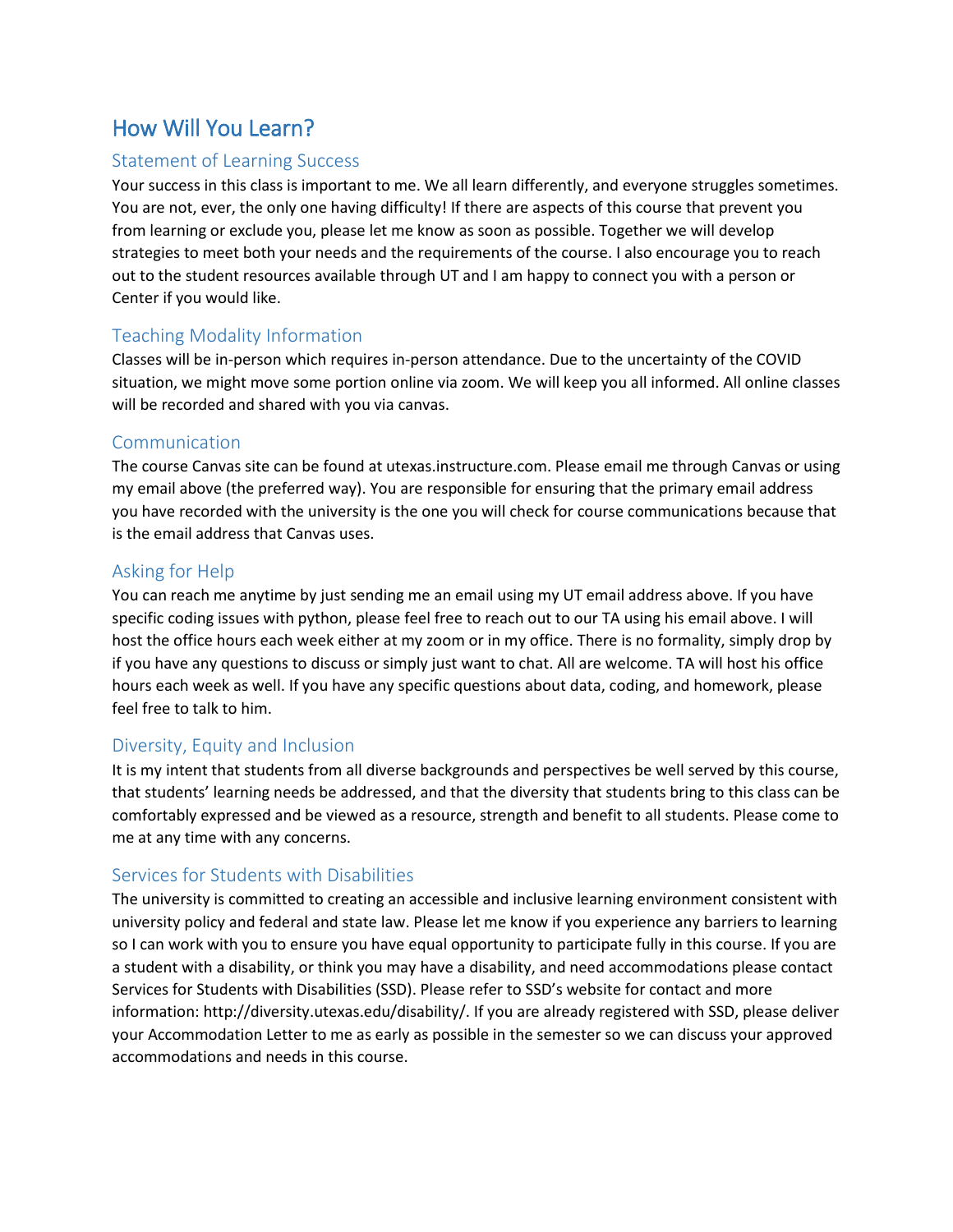# How Will You Learn?

## Statement of Learning Success

Your success in this class is important to me. We all learn differently, and everyone struggles sometimes. You are not, ever, the only one having difficulty! If there are aspects of this course that prevent you from learning or exclude you, please let me know as soon as possible. Together we will develop strategies to meet both your needs and the requirements of the course. I also encourage you to reach out to the student resources available through UT and I am happy to connect you with a person or Center if you would like.

## Teaching Modality Information

Classes will be in-person which requires in-person attendance. Due to the uncertainty of the COVID situation, we might move some portion online via zoom. We will keep you all informed. All online classes will be recorded and shared with you via canvas.

## Communication

The course Canvas site can be found at utexas.instructure.com. Please email me through Canvas or using my email above (the preferred way). You are responsible for ensuring that the primary email address you have recorded with the university is the one you will check for course communications because that is the email address that Canvas uses.

## Asking for Help

You can reach me anytime by just sending me an email using my UT email address above. If you have specific coding issues with python, please feel free to reach out to our TA using his email above. I will host the office hours each week either at my zoom or in my office. There is no formality, simply drop by if you have any questions to discuss or simply just want to chat. All are welcome. TA will host his office hours each week as well. If you have any specific questions about data, coding, and homework, please feel free to talk to him.

## Diversity, Equity and Inclusion

It is my intent that students from all diverse backgrounds and perspectives be well served by this course, that students' learning needs be addressed, and that the diversity that students bring to this class can be comfortably expressed and be viewed as a resource, strength and benefit to all students. Please come to me at any time with any concerns.

## Services for Students with Disabilities

The university is committed to creating an accessible and inclusive learning environment consistent with university policy and federal and state law. Please let me know if you experience any barriers to learning so I can work with you to ensure you have equal opportunity to participate fully in this course. If you are a student with a disability, or think you may have a disability, and need accommodations please contact Services for Students with Disabilities (SSD). Please refer to SSD's website for contact and more information: http://diversity.utexas.edu/disability/. If you are already registered with SSD, please deliver your Accommodation Letter to me as early as possible in the semester so we can discuss your approved accommodations and needs in this course.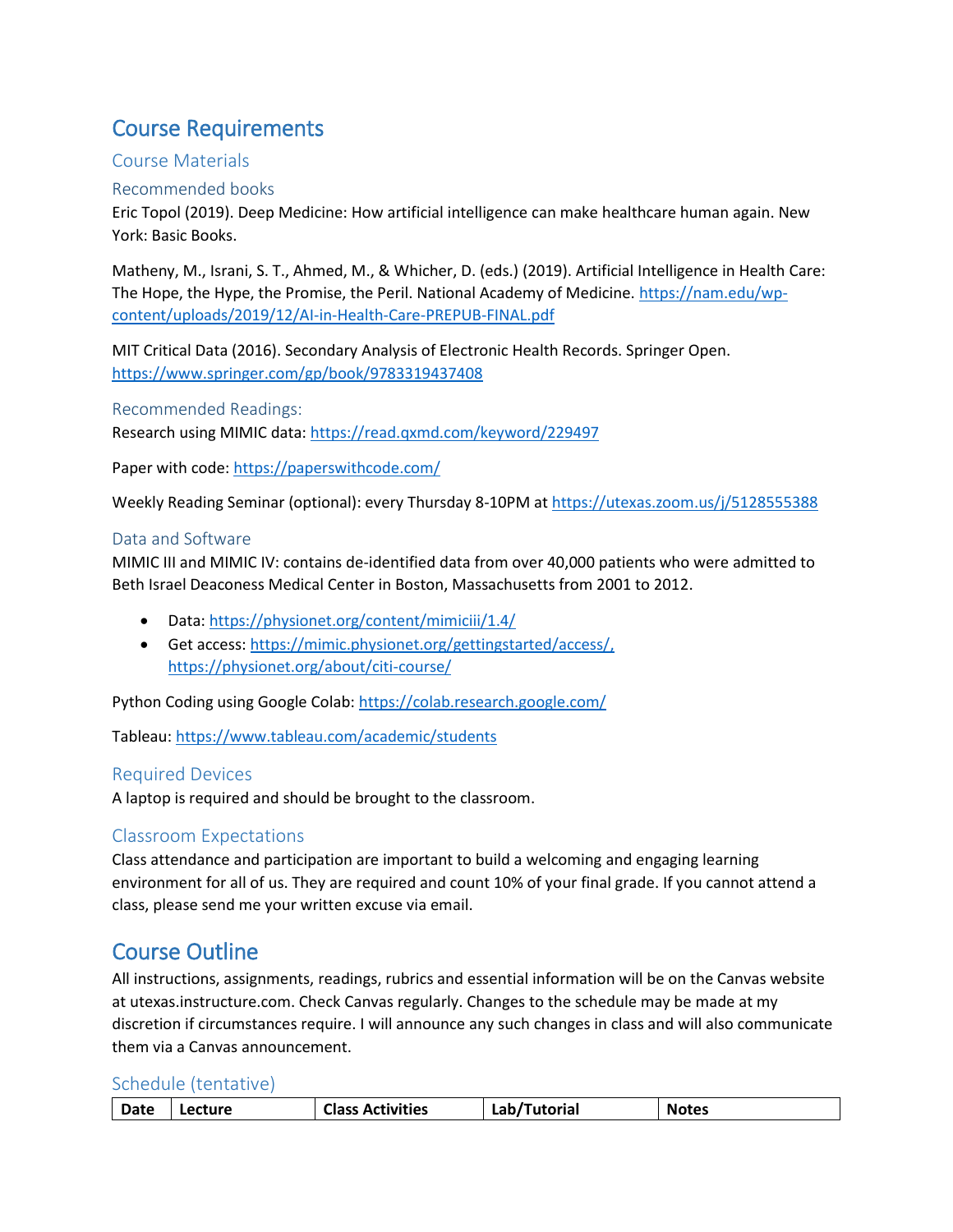# Course Requirements

## Course Materials

### Recommended books

Eric Topol (2019). Deep Medicine: How artificial intelligence can make healthcare human again. New York: Basic Books.

Matheny, M., Israni, S. T., Ahmed, M., & Whicher, D. (eds.) (2019). Artificial Intelligence in Health Care: The Hope, the Hype, the Promise, the Peril. National Academy of Medicine. https://nam.edu/wp-content/uploads/2019/12/AI-in-Health-Care-PREPUB-FINAL.pdf

MIT Critical Data (2016). Secondary Analysis of Electronic Health Records. Springer Open. https://www.springer.com/gp/book/9783319437408

### Recommended Readings:

Research using MIMIC data: https://read.qxmd.com/keyword/229497

Paper with code: https://paperswithcode.com/

Weekly Reading Seminar (optional): every Thursday 8-10PM at https://utexas.zoom.us/j/5128555388

### Data and Software

MIMIC III and MIMIC IV: contains de-identified data from over 40,000 patients who were admitted to Beth Israel Deaconess Medical Center in Boston, Massachusetts from 2001 to 2012.

- Data: https://physionet.org/content/mimiciii/1.4/
- Get access: https://mimic.physionet.org/gettingstarted/access/, https://physionet.org/about/citi-course/

Python Coding using Google Colab: https://colab.research.google.com/

Tableau: https://www.tableau.com/academic/students

### Required Devices

A laptop is required and should be brought to the classroom.

## Classroom Expectations

Class attendance and participation are important to build a welcoming and engaging learning environment for all of us. They are required and count 10% of your final grade. If you cannot attend a class, please send me your written excuse via email.

# Course Outline

All instructions, assignments, readings, rubrics and essential information will be on the Canvas website at utexas.instructure.com. Check Canvas regularly. Changes to the schedule may be made at my discretion if circumstances require. I will announce any such changes in class and will also communicate them via a Canvas announcement.

## Schedule (tentative)

| Date | Lecture | Class Activities | Lab/Tutorial | Notes |
| --- | --- | --- | --- | --- |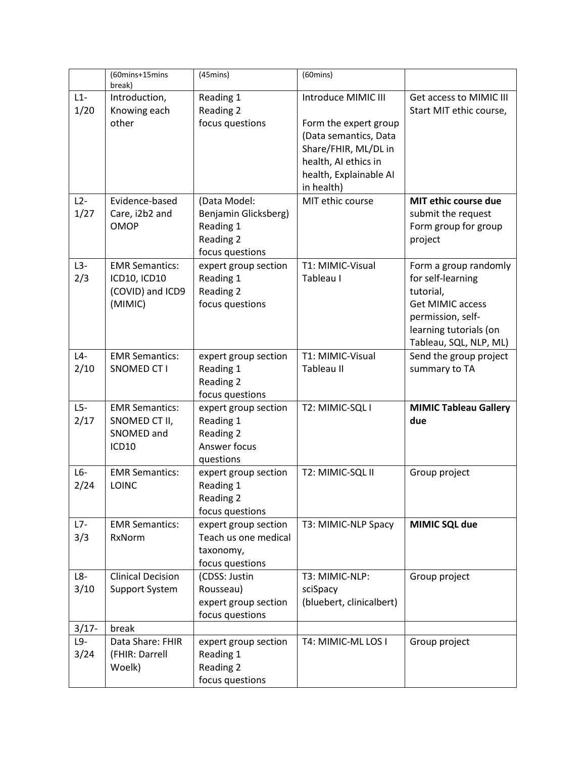| | (60mins+15mins break) | (45mins) | (60mins) | |
|---|---|---|---|---|
| L1-1/20 | Introduction, Knowing each other | Reading 1<br>Reading 2<br>focus questions | Introduce MIMIC III<br><br>Form the expert group (Data semantics, Data Share/FHIR, ML/DL in health, AI ethics in health, Explainable AI in health) | Get access to MIMIC III<br>Start MIT ethic course, |
| L2-1/27 | Evidence-based Care, i2b2 and OMOP | (Data Model: Benjamin Glicksberg)<br>Reading 1<br>Reading 2<br>focus questions | MIT ethic course | **MIT ethic course due**<br>submit the request<br>Form group for group project |
| L3-2/3 | EMR Semantics: ICD10, ICD10 (COVID) and ICD9 (MIMIC) | expert group section<br>Reading 1<br>Reading 2<br>focus questions | T1: MIMIC-Visual Tableau I | Form a group randomly for self-learning tutorial,<br>Get MIMIC access permission, self-learning tutorials (on Tableau, SQL, NLP, ML) |
| L4-2/10 | EMR Semantics: SNOMED CT I | expert group section<br>Reading 1<br>Reading 2<br>focus questions | T1: MIMIC-Visual Tableau II | Send the group project summary to TA |
| L5-2/17 | EMR Semantics: SNOMED CT II, SNOMED and ICD10 | expert group section<br>Reading 1<br>Reading 2<br>Answer focus questions | T2: MIMIC-SQL I | **MIMIC Tableau Gallery due** |
| L6-2/24 | EMR Semantics: LOINC | expert group section<br>Reading 1<br>Reading 2<br>focus questions | T2: MIMIC-SQL II | Group project |
| L7-3/3 | EMR Semantics: RxNorm | expert group section<br>Teach us one medical taxonomy,<br>focus questions | T3: MIMIC-NLP Spacy | **MIMIC SQL due** |
| L8-3/10 | Clinical Decision Support System | (CDSS: Justin Rousseau)<br>expert group section<br>focus questions | T3: MIMIC-NLP: sciSpacy (bluebert, clinicalbert) | Group project |
| 3/17- | break | | | |
| L9-3/24 | Data Share: FHIR (FHIR: Darrell Woelk) | expert group section<br>Reading 1<br>Reading 2<br>focus questions | T4: MIMIC-ML LOS I | Group project |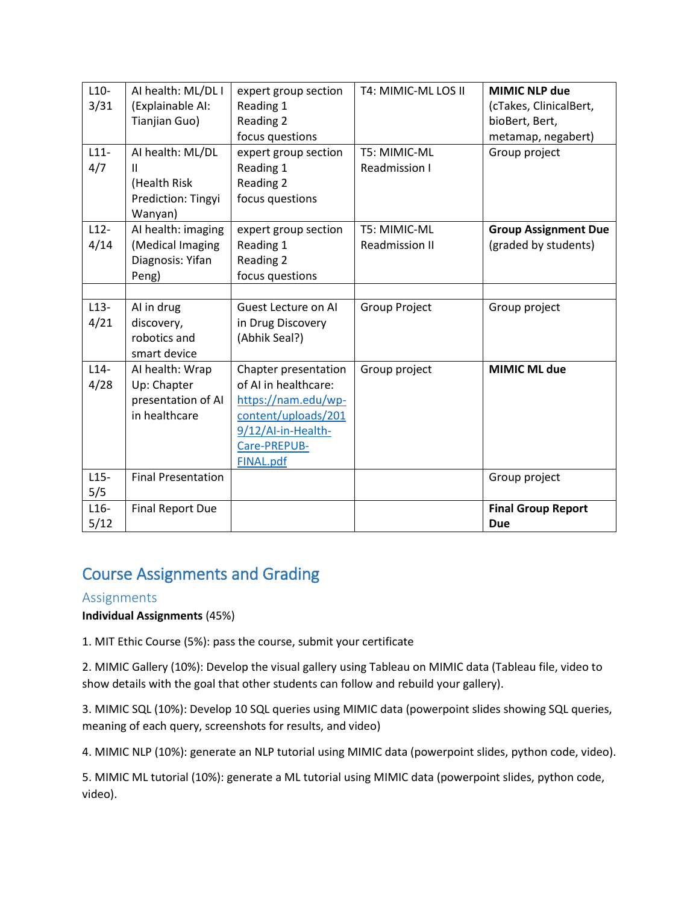| L10-3/31 | AI health: ML/DL I (Explainable AI: Tianjian Guo) | expert group section<br>Reading 1<br>Reading 2<br>focus questions | T4: MIMIC-ML LOS II | **MIMIC NLP due** (cTakes, ClinicalBert, bioBert, Bert, metamap, negabert) |
|---|---|---|---|---|
| L11-4/7 | AI health: ML/DL II (Health Risk Prediction: Tingyi Wanyan) | expert group section<br>Reading 1<br>Reading 2<br>focus questions | T5: MIMIC-ML Readmission I | Group project |
| L12-4/14 | AI health: imaging (Medical Imaging Diagnosis: Yifan Peng) | expert group section<br>Reading 1<br>Reading 2<br>focus questions | T5: MIMIC-ML Readmission II | **Group Assignment Due** (graded by students) |
| | | | | |
| L13-4/21 | AI in drug discovery, robotics and smart device | Guest Lecture on AI in Drug Discovery (Abhik Seal?) | Group Project | Group project |
| L14-4/28 | AI health: Wrap Up: Chapter presentation of AI in healthcare | Chapter presentation of AI in healthcare: https://nam.edu/wp-content/uploads/2019/12/AI-in-Health-Care-PREPUB-FINAL.pdf | Group project | **MIMIC ML due** |
| L15-5/5 | Final Presentation | | | Group project |
| L16-5/12 | Final Report Due | | | **Final Group Report Due** |

## Course Assignments and Grading

### Assignments

**Individual Assignments** (45%)

1. MIT Ethic Course (5%): pass the course, submit your certificate

2. MIMIC Gallery (10%): Develop the visual gallery using Tableau on MIMIC data (Tableau file, video to show details with the goal that other students can follow and rebuild your gallery).

3. MIMIC SQL (10%): Develop 10 SQL queries using MIMIC data (powerpoint slides showing SQL queries, meaning of each query, screenshots for results, and video)

4. MIMIC NLP (10%): generate an NLP tutorial using MIMIC data (powerpoint slides, python code, video).

5. MIMIC ML tutorial (10%): generate a ML tutorial using MIMIC data (powerpoint slides, python code, video).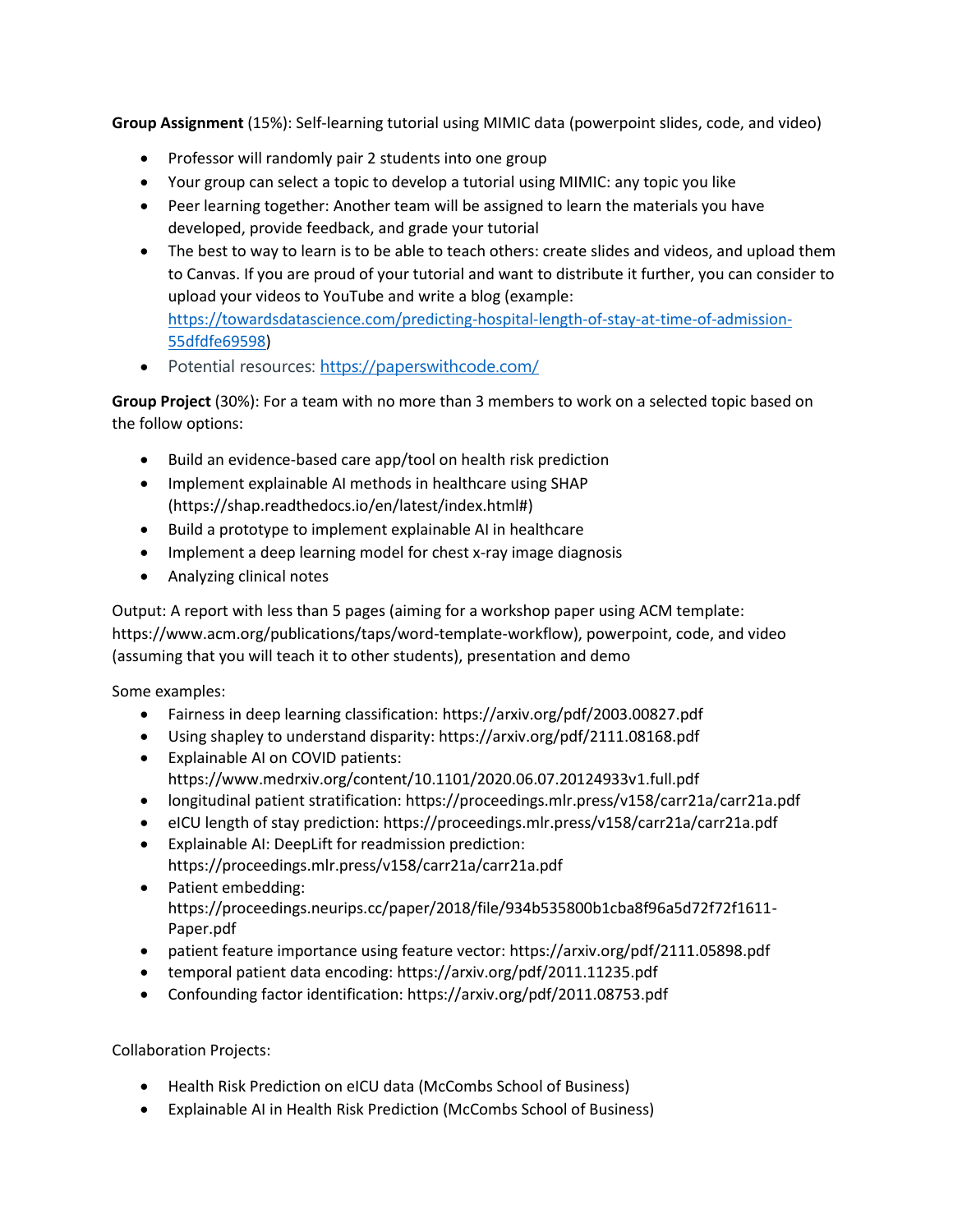**Group Assignment** (15%): Self-learning tutorial using MIMIC data (powerpoint slides, code, and video)

- Professor will randomly pair 2 students into one group
- Your group can select a topic to develop a tutorial using MIMIC: any topic you like
- Peer learning together: Another team will be assigned to learn the materials you have developed, provide feedback, and grade your tutorial
- The best to way to learn is to be able to teach others: create slides and videos, and upload them to Canvas. If you are proud of your tutorial and want to distribute it further, you can consider to upload your videos to YouTube and write a blog (example: [https://towardsdatascience.com/predicting-hospital-length-of-stay-at-time-of-admission-55dfdfe69598](https://towardsdatascience.com/predicting-hospital-length-of-stay-at-time-of-admission-55dfdfe69598))
- Potential resources: [https://paperswithcode.com/](https://paperswithcode.com/)

**Group Project** (30%): For a team with no more than 3 members to work on a selected topic based on the follow options:

- Build an evidence-based care app/tool on health risk prediction
- Implement explainable AI methods in healthcare using SHAP (https://shap.readthedocs.io/en/latest/index.html#)
- Build a prototype to implement explainable AI in healthcare
- Implement a deep learning model for chest x-ray image diagnosis
- Analyzing clinical notes

Output: A report with less than 5 pages (aiming for a workshop paper using ACM template: https://www.acm.org/publications/taps/word-template-workflow), powerpoint, code, and video (assuming that you will teach it to other students), presentation and demo

Some examples:

- Fairness in deep learning classification: https://arxiv.org/pdf/2003.00827.pdf
- Using shapley to understand disparity: https://arxiv.org/pdf/2111.08168.pdf
- Explainable AI on COVID patients: https://www.medrxiv.org/content/10.1101/2020.06.07.20124933v1.full.pdf
- longitudinal patient stratification: https://proceedings.mlr.press/v158/carr21a/carr21a.pdf
- eICU length of stay prediction: https://proceedings.mlr.press/v158/carr21a/carr21a.pdf
- Explainable AI: DeepLift for readmission prediction: https://proceedings.mlr.press/v158/carr21a/carr21a.pdf
- Patient embedding: https://proceedings.neurips.cc/paper/2018/file/934b535800b1cba8f96a5d72f72f1611-Paper.pdf
- patient feature importance using feature vector: https://arxiv.org/pdf/2111.05898.pdf
- temporal patient data encoding: https://arxiv.org/pdf/2011.11235.pdf
- Confounding factor identification: https://arxiv.org/pdf/2011.08753.pdf

Collaboration Projects:

- Health Risk Prediction on eICU data (McCombs School of Business)
- Explainable AI in Health Risk Prediction (McCombs School of Business)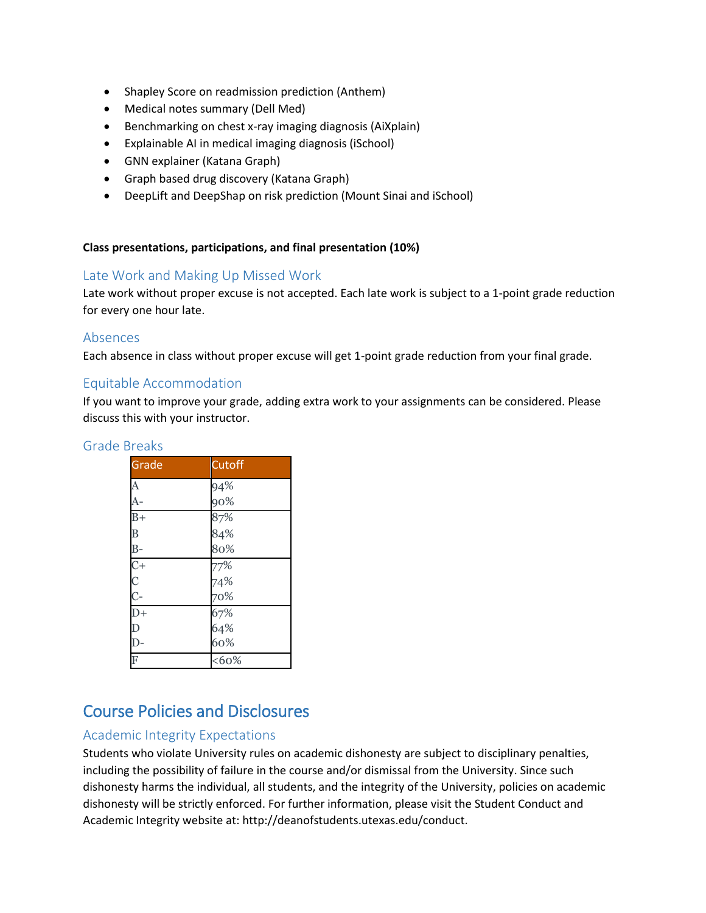- Shapley Score on readmission prediction (Anthem)
- Medical notes summary (Dell Med)
- Benchmarking on chest x-ray imaging diagnosis (AiXplain)
- Explainable AI in medical imaging diagnosis (iSchool)
- GNN explainer (Katana Graph)
- Graph based drug discovery (Katana Graph)
- DeepLift and DeepShap on risk prediction (Mount Sinai and iSchool)

**Class presentations, participations, and final presentation (10%)**

### Late Work and Making Up Missed Work

Late work without proper excuse is not accepted. Each late work is subject to a 1-point grade reduction for every one hour late.

### Absences

Each absence in class without proper excuse will get 1-point grade reduction from your final grade.

### Equitable Accommodation

If you want to improve your grade, adding extra work to your assignments can be considered. Please discuss this with your instructor.

### Grade Breaks

| Grade | Cutoff |
| --- | --- |
| A | 94% |
| A- | 90% |
| B+ | 87% |
| B | 84% |
| B- | 80% |
| C+ | 77% |
| C | 74% |
| C- | 70% |
| D+ | 67% |
| D | 64% |
| D- | 60% |
| F | <60% |

## Course Policies and Disclosures

### Academic Integrity Expectations

Students who violate University rules on academic dishonesty are subject to disciplinary penalties, including the possibility of failure in the course and/or dismissal from the University. Since such dishonesty harms the individual, all students, and the integrity of the University, policies on academic dishonesty will be strictly enforced. For further information, please visit the Student Conduct and Academic Integrity website at: http://deanofstudents.utexas.edu/conduct.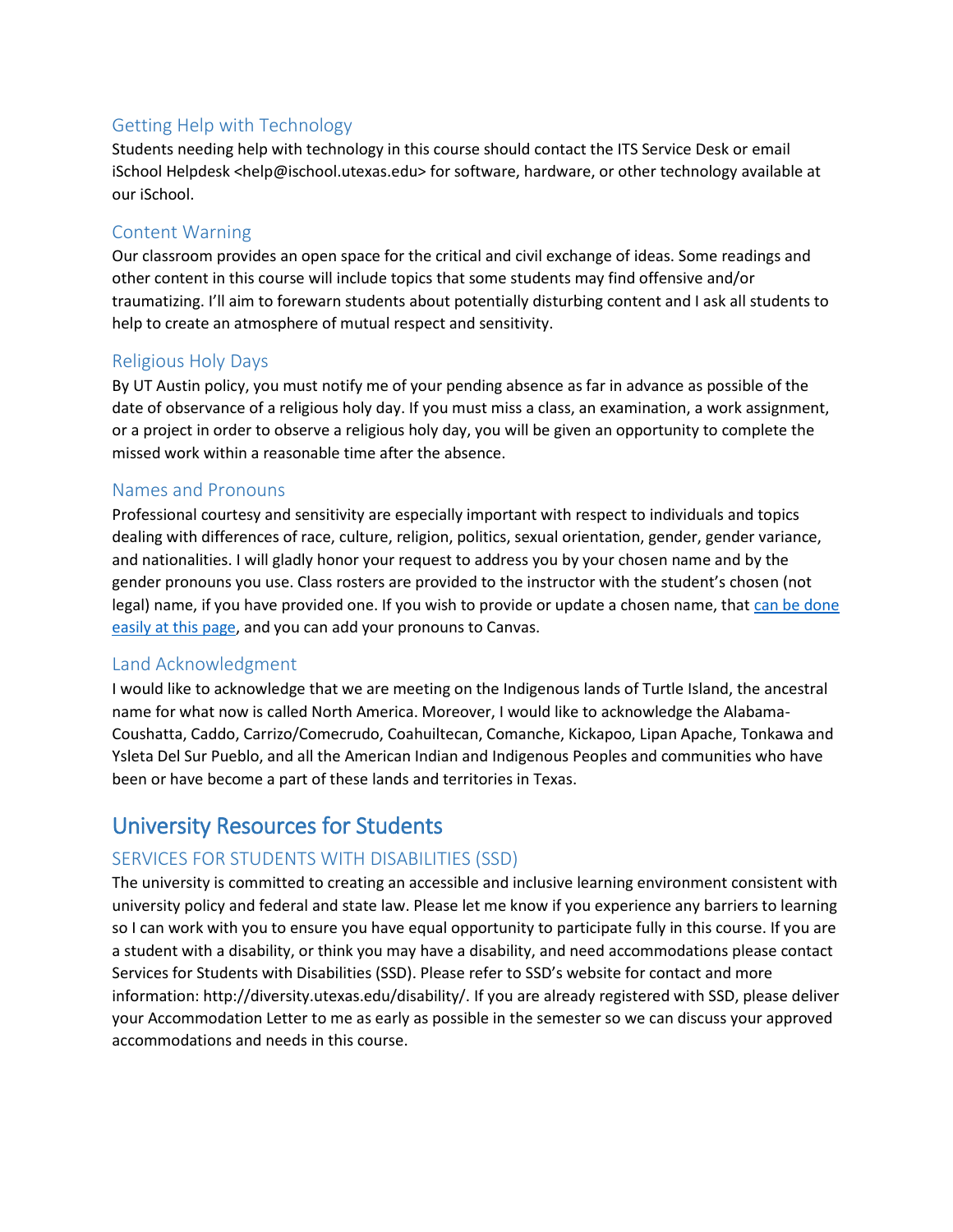### Getting Help with Technology

Students needing help with technology in this course should contact the ITS Service Desk or email iSchool Helpdesk <help@ischool.utexas.edu> for software, hardware, or other technology available at our iSchool.

### Content Warning

Our classroom provides an open space for the critical and civil exchange of ideas. Some readings and other content in this course will include topics that some students may find offensive and/or traumatizing. I'll aim to forewarn students about potentially disturbing content and I ask all students to help to create an atmosphere of mutual respect and sensitivity.

### Religious Holy Days

By UT Austin policy, you must notify me of your pending absence as far in advance as possible of the date of observance of a religious holy day. If you must miss a class, an examination, a work assignment, or a project in order to observe a religious holy day, you will be given an opportunity to complete the missed work within a reasonable time after the absence.

### Names and Pronouns

Professional courtesy and sensitivity are especially important with respect to individuals and topics dealing with differences of race, culture, religion, politics, sexual orientation, gender, gender variance, and nationalities. I will gladly honor your request to address you by your chosen name and by the gender pronouns you use. Class rosters are provided to the instructor with the student's chosen (not legal) name, if you have provided one. If you wish to provide or update a chosen name, that can be done easily at this page, and you can add your pronouns to Canvas.

### Land Acknowledgment

I would like to acknowledge that we are meeting on the Indigenous lands of Turtle Island, the ancestral name for what now is called North America. Moreover, I would like to acknowledge the Alabama-Coushatta, Caddo, Carrizo/Comecrudo, Coahuiltecan, Comanche, Kickapoo, Lipan Apache, Tonkawa and Ysleta Del Sur Pueblo, and all the American Indian and Indigenous Peoples and communities who have been or have become a part of these lands and territories in Texas.

## University Resources for Students

### SERVICES FOR STUDENTS WITH DISABILITIES (SSD)

The university is committed to creating an accessible and inclusive learning environment consistent with university policy and federal and state law. Please let me know if you experience any barriers to learning so I can work with you to ensure you have equal opportunity to participate fully in this course. If you are a student with a disability, or think you may have a disability, and need accommodations please contact Services for Students with Disabilities (SSD). Please refer to SSD's website for contact and more information: http://diversity.utexas.edu/disability/. If you are already registered with SSD, please deliver your Accommodation Letter to me as early as possible in the semester so we can discuss your approved accommodations and needs in this course.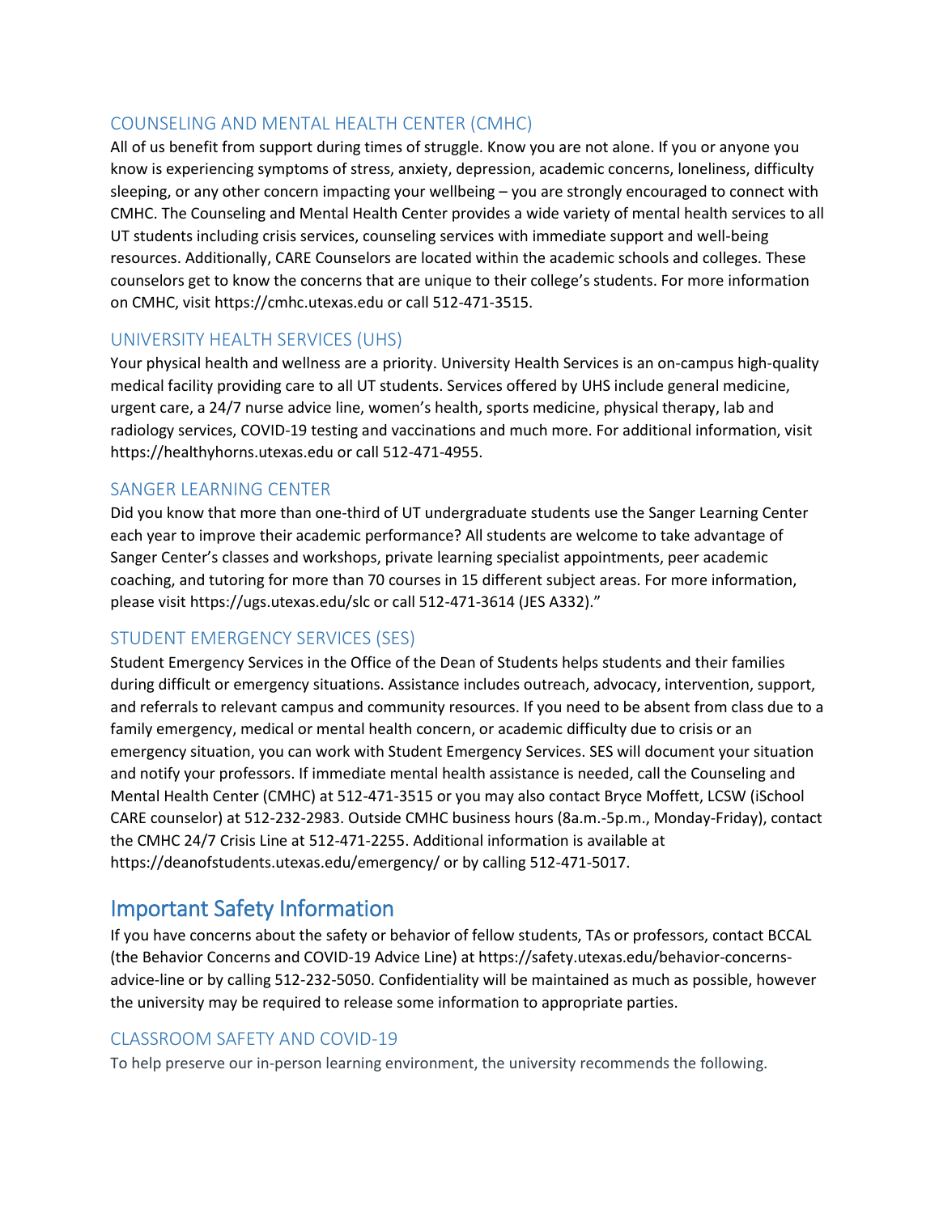### COUNSELING AND MENTAL HEALTH CENTER (CMHC)

All of us benefit from support during times of struggle. Know you are not alone. If you or anyone you know is experiencing symptoms of stress, anxiety, depression, academic concerns, loneliness, difficulty sleeping, or any other concern impacting your wellbeing – you are strongly encouraged to connect with CMHC. The Counseling and Mental Health Center provides a wide variety of mental health services to all UT students including crisis services, counseling services with immediate support and well-being resources. Additionally, CARE Counselors are located within the academic schools and colleges. These counselors get to know the concerns that are unique to their college's students. For more information on CMHC, visit https://cmhc.utexas.edu or call 512-471-3515.

### UNIVERSITY HEALTH SERVICES (UHS)

Your physical health and wellness are a priority. University Health Services is an on-campus high-quality medical facility providing care to all UT students. Services offered by UHS include general medicine, urgent care, a 24/7 nurse advice line, women's health, sports medicine, physical therapy, lab and radiology services, COVID-19 testing and vaccinations and much more. For additional information, visit https://healthyhorns.utexas.edu or call 512-471-4955.

### SANGER LEARNING CENTER

Did you know that more than one-third of UT undergraduate students use the Sanger Learning Center each year to improve their academic performance? All students are welcome to take advantage of Sanger Center's classes and workshops, private learning specialist appointments, peer academic coaching, and tutoring for more than 70 courses in 15 different subject areas. For more information, please visit https://ugs.utexas.edu/slc or call 512-471-3614 (JES A332)."

### STUDENT EMERGENCY SERVICES (SES)

Student Emergency Services in the Office of the Dean of Students helps students and their families during difficult or emergency situations. Assistance includes outreach, advocacy, intervention, support, and referrals to relevant campus and community resources. If you need to be absent from class due to a family emergency, medical or mental health concern, or academic difficulty due to crisis or an emergency situation, you can work with Student Emergency Services. SES will document your situation and notify your professors. If immediate mental health assistance is needed, call the Counseling and Mental Health Center (CMHC) at 512-471-3515 or you may also contact Bryce Moffett, LCSW (iSchool CARE counselor) at 512-232-2983. Outside CMHC business hours (8a.m.-5p.m., Monday-Friday), contact the CMHC 24/7 Crisis Line at 512-471-2255. Additional information is available at https://deanofstudents.utexas.edu/emergency/ or by calling 512-471-5017.

## Important Safety Information

If you have concerns about the safety or behavior of fellow students, TAs or professors, contact BCCAL (the Behavior Concerns and COVID-19 Advice Line) at https://safety.utexas.edu/behavior-concerns-advice-line or by calling 512-232-5050. Confidentiality will be maintained as much as possible, however the university may be required to release some information to appropriate parties.

### CLASSROOM SAFETY AND COVID-19

To help preserve our in-person learning environment, the university recommends the following.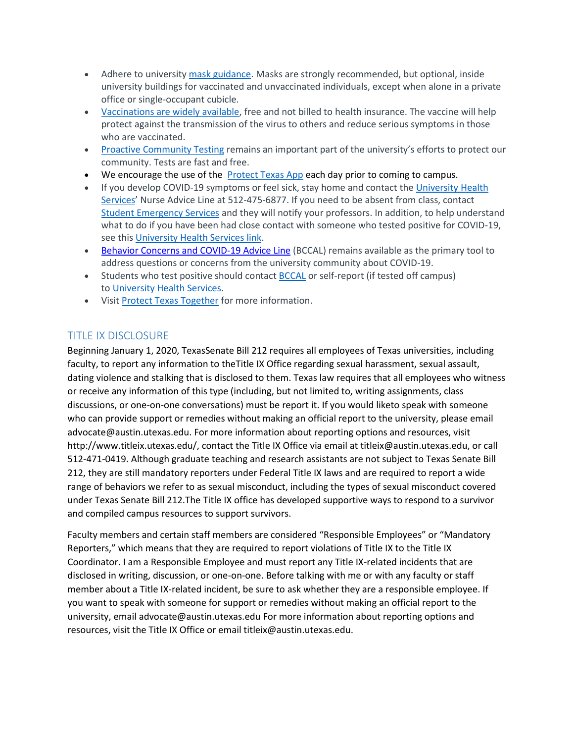- Adhere to university mask guidance. Masks are strongly recommended, but optional, inside university buildings for vaccinated and unvaccinated individuals, except when alone in a private office or single-occupant cubicle.
- Vaccinations are widely available, free and not billed to health insurance. The vaccine will help protect against the transmission of the virus to others and reduce serious symptoms in those who are vaccinated.
- Proactive Community Testing remains an important part of the university's efforts to protect our community. Tests are fast and free.
- We encourage the use of the Protect Texas App each day prior to coming to campus.
- If you develop COVID-19 symptoms or feel sick, stay home and contact the University Health Services' Nurse Advice Line at 512-475-6877. If you need to be absent from class, contact Student Emergency Services and they will notify your professors. In addition, to help understand what to do if you have been had close contact with someone who tested positive for COVID-19, see this University Health Services link.
- Behavior Concerns and COVID-19 Advice Line (BCCAL) remains available as the primary tool to address questions or concerns from the university community about COVID-19.
- Students who test positive should contact BCCAL or self-report (if tested off campus) to University Health Services.
- Visit Protect Texas Together for more information.

## TITLE IX DISCLOSURE

Beginning January 1, 2020, TexasSenate Bill 212 requires all employees of Texas universities, including faculty, to report any information to theTitle IX Office regarding sexual harassment, sexual assault, dating violence and stalking that is disclosed to them. Texas law requires that all employees who witness or receive any information of this type (including, but not limited to, writing assignments, class discussions, or one-on-one conversations) must be report it. If you would liketo speak with someone who can provide support or remedies without making an official report to the university, please email advocate@austin.utexas.edu. For more information about reporting options and resources, visit http://www.titleix.utexas.edu/, contact the Title IX Office via email at titleix@austin.utexas.edu, or call 512-471-0419. Although graduate teaching and research assistants are not subject to Texas Senate Bill 212, they are still mandatory reporters under Federal Title IX laws and are required to report a wide range of behaviors we refer to as sexual misconduct, including the types of sexual misconduct covered under Texas Senate Bill 212.The Title IX office has developed supportive ways to respond to a survivor and compiled campus resources to support survivors.

Faculty members and certain staff members are considered "Responsible Employees" or "Mandatory Reporters," which means that they are required to report violations of Title IX to the Title IX Coordinator. I am a Responsible Employee and must report any Title IX-related incidents that are disclosed in writing, discussion, or one-on-one. Before talking with me or with any faculty or staff member about a Title IX-related incident, be sure to ask whether they are a responsible employee. If you want to speak with someone for support or remedies without making an official report to the university, email advocate@austin.utexas.edu For more information about reporting options and resources, visit the Title IX Office or email titleix@austin.utexas.edu.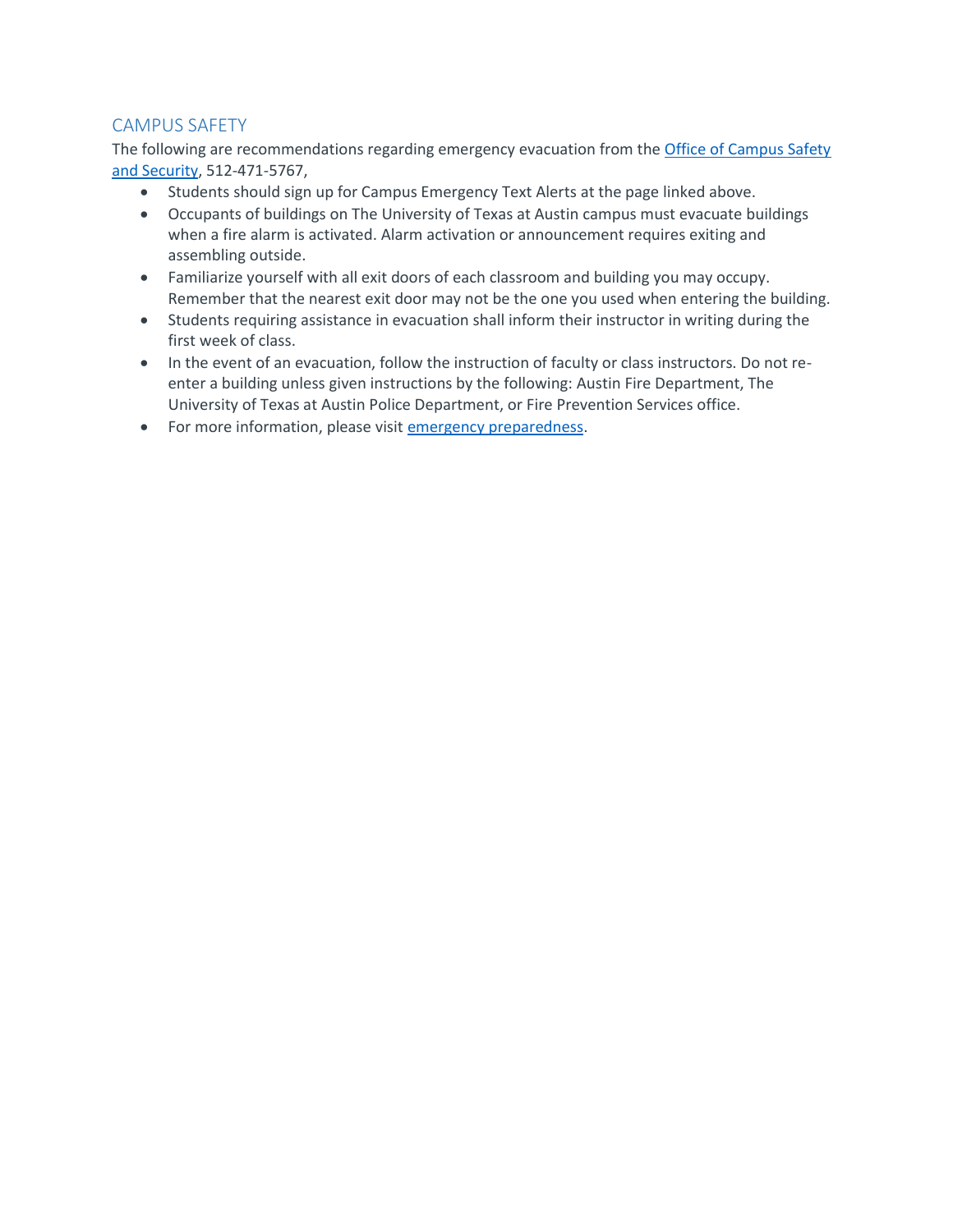## CAMPUS SAFETY

The following are recommendations regarding emergency evacuation from the Office of Campus Safety and Security, 512-471-5767,

- Students should sign up for Campus Emergency Text Alerts at the page linked above.
- Occupants of buildings on The University of Texas at Austin campus must evacuate buildings when a fire alarm is activated. Alarm activation or announcement requires exiting and assembling outside.
- Familiarize yourself with all exit doors of each classroom and building you may occupy. Remember that the nearest exit door may not be the one you used when entering the building.
- Students requiring assistance in evacuation shall inform their instructor in writing during the first week of class.
- In the event of an evacuation, follow the instruction of faculty or class instructors. Do not re-enter a building unless given instructions by the following: Austin Fire Department, The University of Texas at Austin Police Department, or Fire Prevention Services office.
- For more information, please visit emergency preparedness.